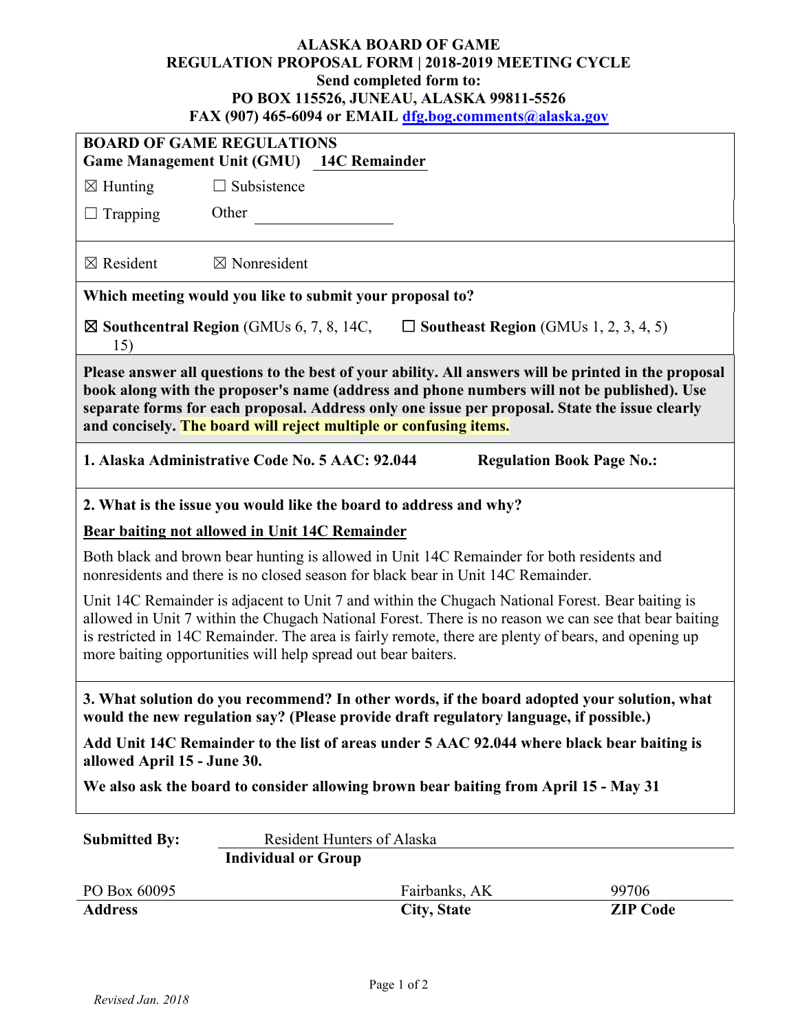**ALASKA BOARD OF GAME**
**REGULATION PROPOSAL FORM | 2018-2019 MEETING CYCLE**
**Send completed form to:**
**PO BOX 115526, JUNEAU, ALASKA 99811-5526**
**FAX (907) 465-6094 or EMAIL dfg.bog.comments@alaska.gov**

**BOARD OF GAME REGULATIONS**
**Game Management Unit (GMU)** 14C Remainder

☒ Hunting ☐ Subsistence

☐ Trapping Other ____________

☒ Resident ☒ Nonresident

**Which meeting would you like to submit your proposal to?**

☒ **Southcentral Region** (GMUs 6, 7, 8, 14C, 15) ☐ **Southeast Region** (GMUs 1, 2, 3, 4, 5)

**Please answer all questions to the best of your ability. All answers will be printed in the proposal book along with the proposer's name (address and phone numbers will not be published). Use separate forms for each proposal. Address only one issue per proposal. State the issue clearly and concisely. The board will reject multiple or confusing items.**

**1. Alaska Administrative Code No. 5 AAC: 92.044** **Regulation Book Page No.:**

**2. What is the issue you would like the board to address and why?**

**Bear baiting not allowed in Unit 14C Remainder**

Both black and brown bear hunting is allowed in Unit 14C Remainder for both residents and nonresidents and there is no closed season for black bear in Unit 14C Remainder.

Unit 14C Remainder is adjacent to Unit 7 and within the Chugach National Forest. Bear baiting is allowed in Unit 7 within the Chugach National Forest. There is no reason we can see that bear baiting is restricted in 14C Remainder. The area is fairly remote, there are plenty of bears, and opening up more baiting opportunities will help spread out bear baiters.

**3. What solution do you recommend? In other words, if the board adopted your solution, what would the new regulation say? (Please provide draft regulatory language, if possible.)**

**Add Unit 14C Remainder to the list of areas under 5 AAC 92.044 where black bear baiting is allowed April 15 - June 30.**

**We also ask the board to consider allowing brown bear baiting from April 15 - May 31**

**Submitted By:** Resident Hunters of Alaska
**Individual or Group**

| PO Box 60095 | Fairbanks, AK | 99706 |
|---|---|---|
| **Address** | **City, State** | **ZIP Code** |

*Revised Jan. 2018*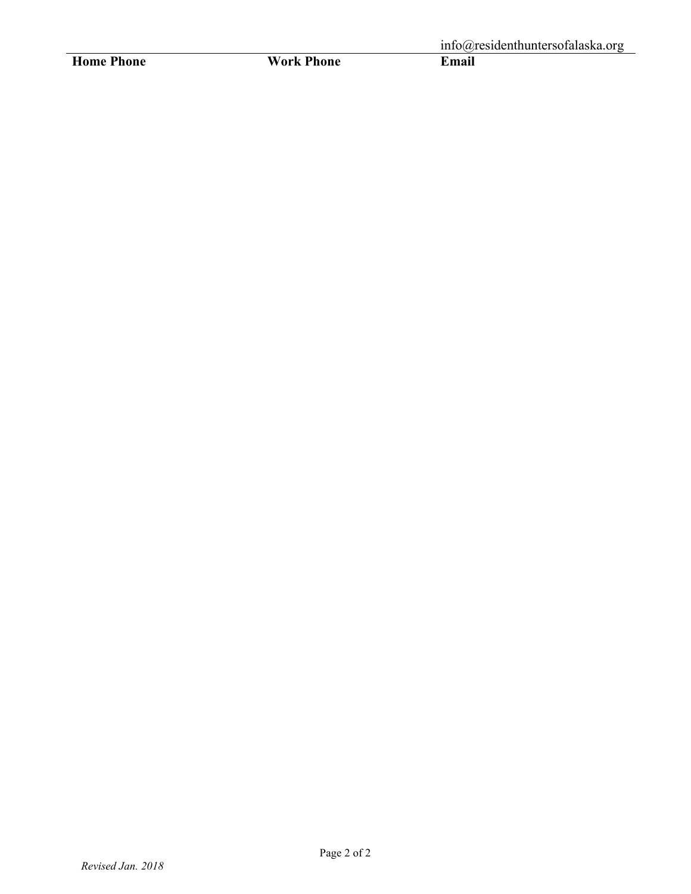| | | info@residenthuntersofalaska.org |
|---|---|---|
| **Home Phone** | **Work Phone** | **Email** |

*Revised Jan. 2018*